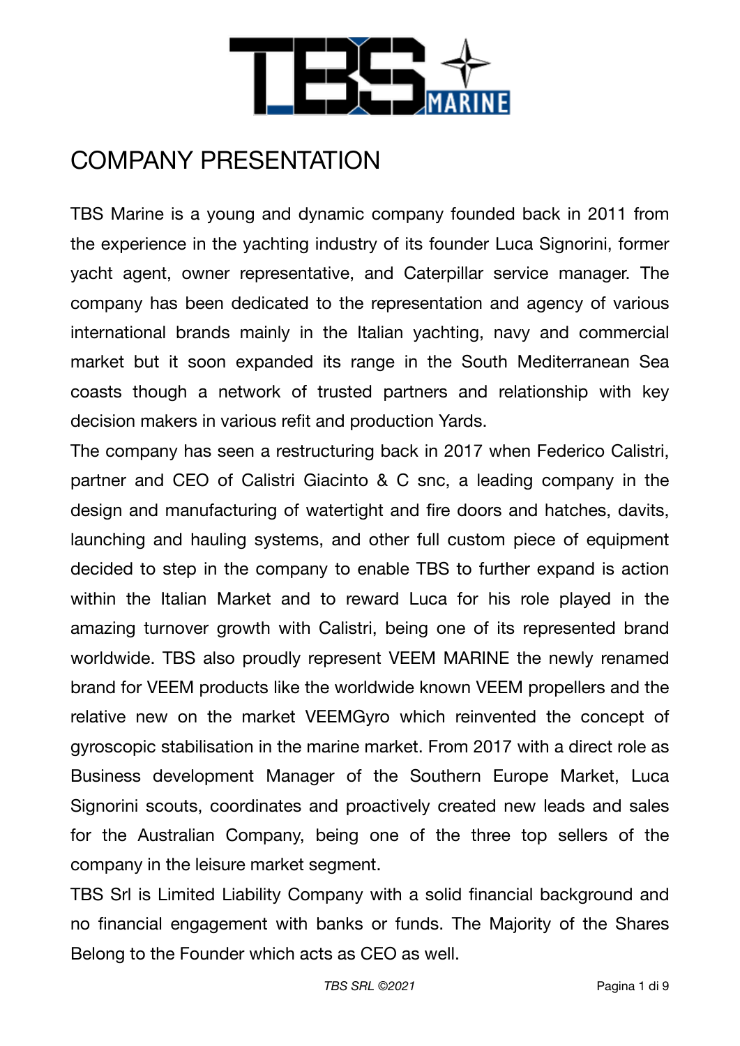# COMPANY PRESENTATION

TBS Marine is a young and dynamic company founded back in 2011 from the experience in the yachting industry of its founder Luca Signorini, former yacht agent, owner representative, and Caterpillar service manager. The company has been dedicated to the representation and agency of various international brands mainly in the Italian yachting, navy and commercial market but it soon expanded its range in the South Mediterranean Sea coasts though a network of trusted partners and relationship with key decision makers in various refit and production Yards.

The company has seen a restructuring back in 2017 when Federico Calistri, partner and CEO of Calistri Giacinto & C snc, a leading company in the design and manufacturing of watertight and fire doors and hatches, davits, launching and hauling systems, and other full custom piece of equipment decided to step in the company to enable TBS to further expand is action within the Italian Market and to reward Luca for his role played in the amazing turnover growth with Calistri, being one of its represented brand worldwide. TBS also proudly represent VEEM MARINE the newly renamed brand for VEEM products like the worldwide known VEEM propellers and the relative new on the market VEEMGyro which reinvented the concept of gyroscopic stabilisation in the marine market. From 2017 with a direct role as Business development Manager of the Southern Europe Market, Luca Signorini scouts, coordinates and proactively created new leads and sales for the Australian Company, being one of the three top sellers of the company in the leisure market segment.

TBS Srl is Limited Liability Company with a solid financial background and no financial engagement with banks or funds. The Majority of the Shares Belong to the Founder which acts as CEO as well.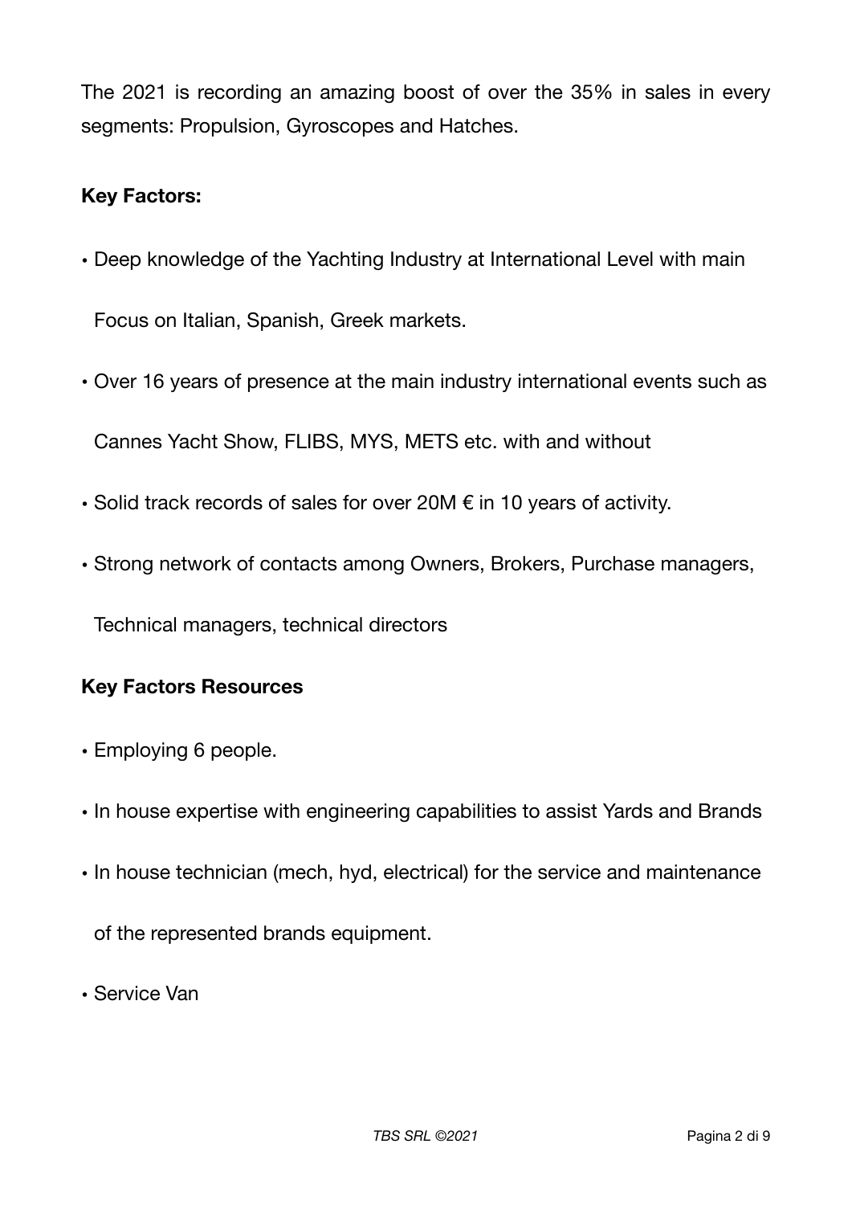The 2021 is recording an amazing boost of over the 35% in sales in every segments: Propulsion, Gyroscopes and Hatches.

**Key Factors:**

- Deep knowledge of the Yachting Industry at International Level with main Focus on Italian, Spanish, Greek markets.
- Over 16 years of presence at the main industry international events such as Cannes Yacht Show, FLIBS, MYS, METS etc. with and without
- Solid track records of sales for over 20M € in 10 years of activity.
- Strong network of contacts among Owners, Brokers, Purchase managers, Technical managers, technical directors

**Key Factors Resources**

- Employing 6 people.
- In house expertise with engineering capabilities to assist Yards and Brands
- In house technician (mech, hyd, electrical) for the service and maintenance of the represented brands equipment.
- Service Van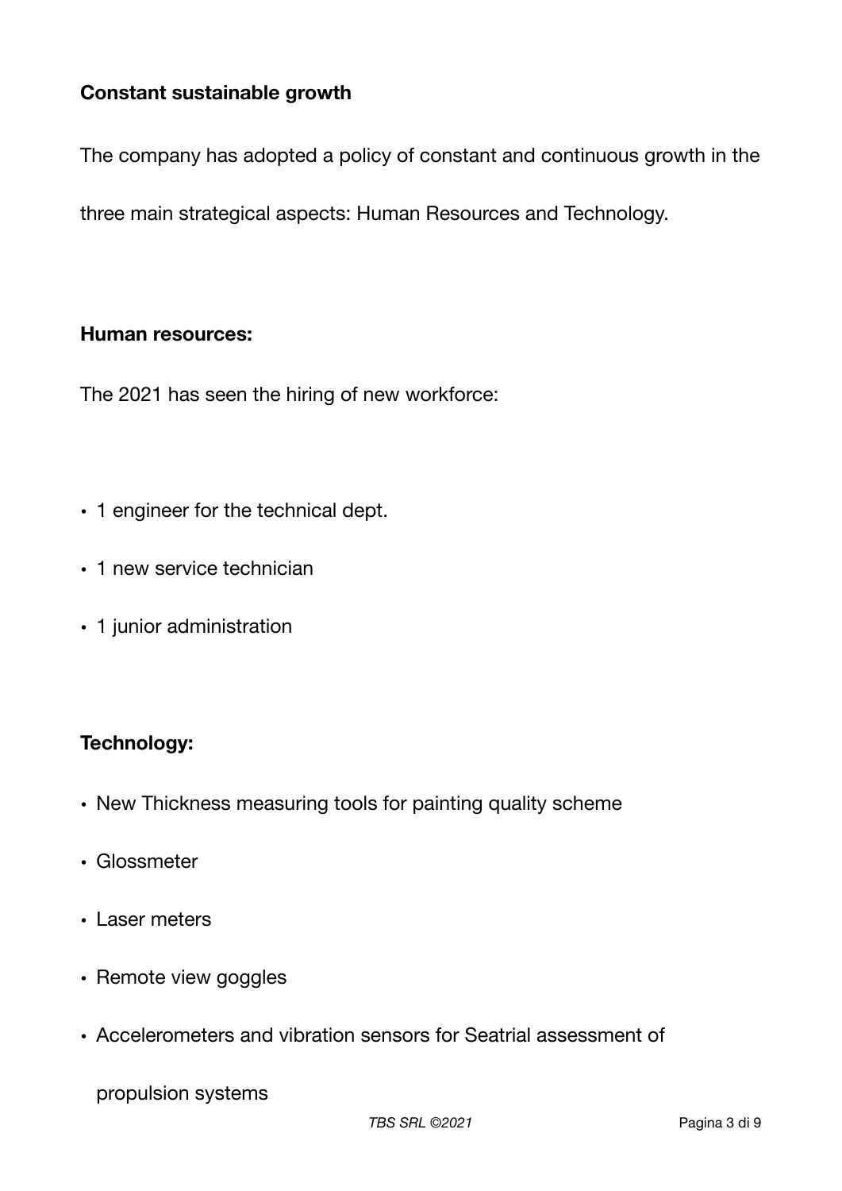**Constant sustainable growth**

The company has adopted a policy of constant and continuous growth in the three main strategical aspects: Human Resources and Technology.

**Human resources:**

The 2021 has seen the hiring of new workforce:

- 1 engineer for the technical dept.
- 1 new service technician
- 1 junior administration

**Technology:**

- New Thickness measuring tools for painting quality scheme
- Glossmeter
- Laser meters
- Remote view goggles
- Accelerometers and vibration sensors for Seatrial assessment of propulsion systems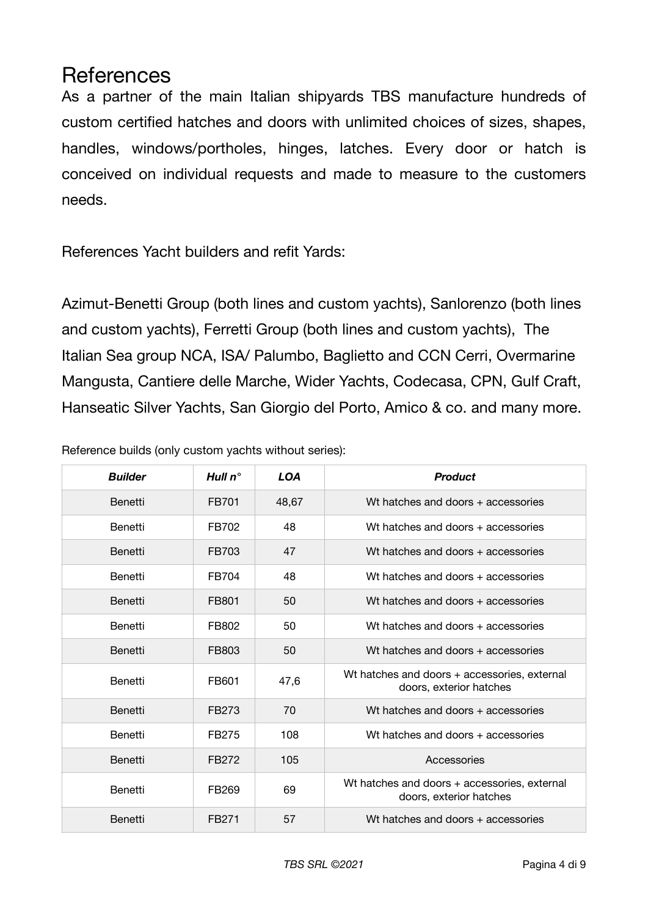# References

As a partner of the main Italian shipyards TBS manufacture hundreds of custom certified hatches and doors with unlimited choices of sizes, shapes, handles, windows/portholes, hinges, latches. Every door or hatch is conceived on individual requests and made to measure to the customers needs.

References Yacht builders and refit Yards:

Azimut-Benetti Group (both lines and custom yachts), Sanlorenzo (both lines and custom yachts), Ferretti Group (both lines and custom yachts), The Italian Sea group NCA, ISA/ Palumbo, Baglietto and CCN Cerri, Overmarine Mangusta, Cantiere delle Marche, Wider Yachts, Codecasa, CPN, Gulf Craft, Hanseatic Silver Yachts, San Giorgio del Porto, Amico & co. and many more.

Reference builds (only custom yachts without series):

| ***Builder*** | ***Hull n°*** | ***LOA*** | ***Product*** |
|---|---|---|---|
| Benetti | FB701 | 48,67 | Wt hatches and doors + accessories |
| Benetti | FB702 | 48 | Wt hatches and doors + accessories |
| Benetti | FB703 | 47 | Wt hatches and doors + accessories |
| Benetti | FB704 | 48 | Wt hatches and doors + accessories |
| Benetti | FB801 | 50 | Wt hatches and doors + accessories |
| Benetti | FB802 | 50 | Wt hatches and doors + accessories |
| Benetti | FB803 | 50 | Wt hatches and doors + accessories |
| Benetti | FB601 | 47,6 | Wt hatches and doors + accessories, external doors, exterior hatches |
| Benetti | FB273 | 70 | Wt hatches and doors + accessories |
| Benetti | FB275 | 108 | Wt hatches and doors + accessories |
| Benetti | FB272 | 105 | Accessories |
| Benetti | FB269 | 69 | Wt hatches and doors + accessories, external doors, exterior hatches |
| Benetti | FB271 | 57 | Wt hatches and doors + accessories |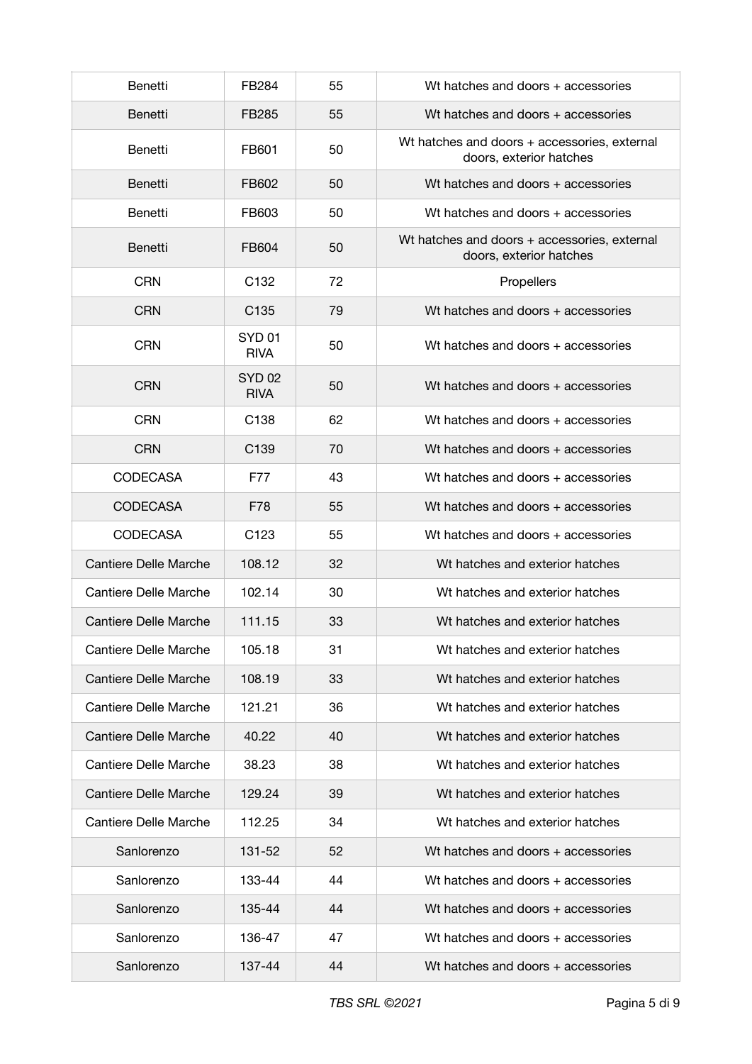| | | | |
|---|---|---|---|
| Benetti | FB284 | 55 | Wt hatches and doors + accessories |
| Benetti | FB285 | 55 | Wt hatches and doors + accessories |
| Benetti | FB601 | 50 | Wt hatches and doors + accessories, external doors, exterior hatches |
| Benetti | FB602 | 50 | Wt hatches and doors + accessories |
| Benetti | FB603 | 50 | Wt hatches and doors + accessories |
| Benetti | FB604 | 50 | Wt hatches and doors + accessories, external doors, exterior hatches |
| CRN | C132 | 72 | Propellers |
| CRN | C135 | 79 | Wt hatches and doors + accessories |
| CRN | SYD 01 RIVA | 50 | Wt hatches and doors + accessories |
| CRN | SYD 02 RIVA | 50 | Wt hatches and doors + accessories |
| CRN | C138 | 62 | Wt hatches and doors + accessories |
| CRN | C139 | 70 | Wt hatches and doors + accessories |
| CODECASA | F77 | 43 | Wt hatches and doors + accessories |
| CODECASA | F78 | 55 | Wt hatches and doors + accessories |
| CODECASA | C123 | 55 | Wt hatches and doors + accessories |
| Cantiere Delle Marche | 108.12 | 32 | Wt hatches and exterior hatches |
| Cantiere Delle Marche | 102.14 | 30 | Wt hatches and exterior hatches |
| Cantiere Delle Marche | 111.15 | 33 | Wt hatches and exterior hatches |
| Cantiere Delle Marche | 105.18 | 31 | Wt hatches and exterior hatches |
| Cantiere Delle Marche | 108.19 | 33 | Wt hatches and exterior hatches |
| Cantiere Delle Marche | 121.21 | 36 | Wt hatches and exterior hatches |
| Cantiere Delle Marche | 40.22 | 40 | Wt hatches and exterior hatches |
| Cantiere Delle Marche | 38.23 | 38 | Wt hatches and exterior hatches |
| Cantiere Delle Marche | 129.24 | 39 | Wt hatches and exterior hatches |
| Cantiere Delle Marche | 112.25 | 34 | Wt hatches and exterior hatches |
| Sanlorenzo | 131-52 | 52 | Wt hatches and doors + accessories |
| Sanlorenzo | 133-44 | 44 | Wt hatches and doors + accessories |
| Sanlorenzo | 135-44 | 44 | Wt hatches and doors + accessories |
| Sanlorenzo | 136-47 | 47 | Wt hatches and doors + accessories |
| Sanlorenzo | 137-44 | 44 | Wt hatches and doors + accessories |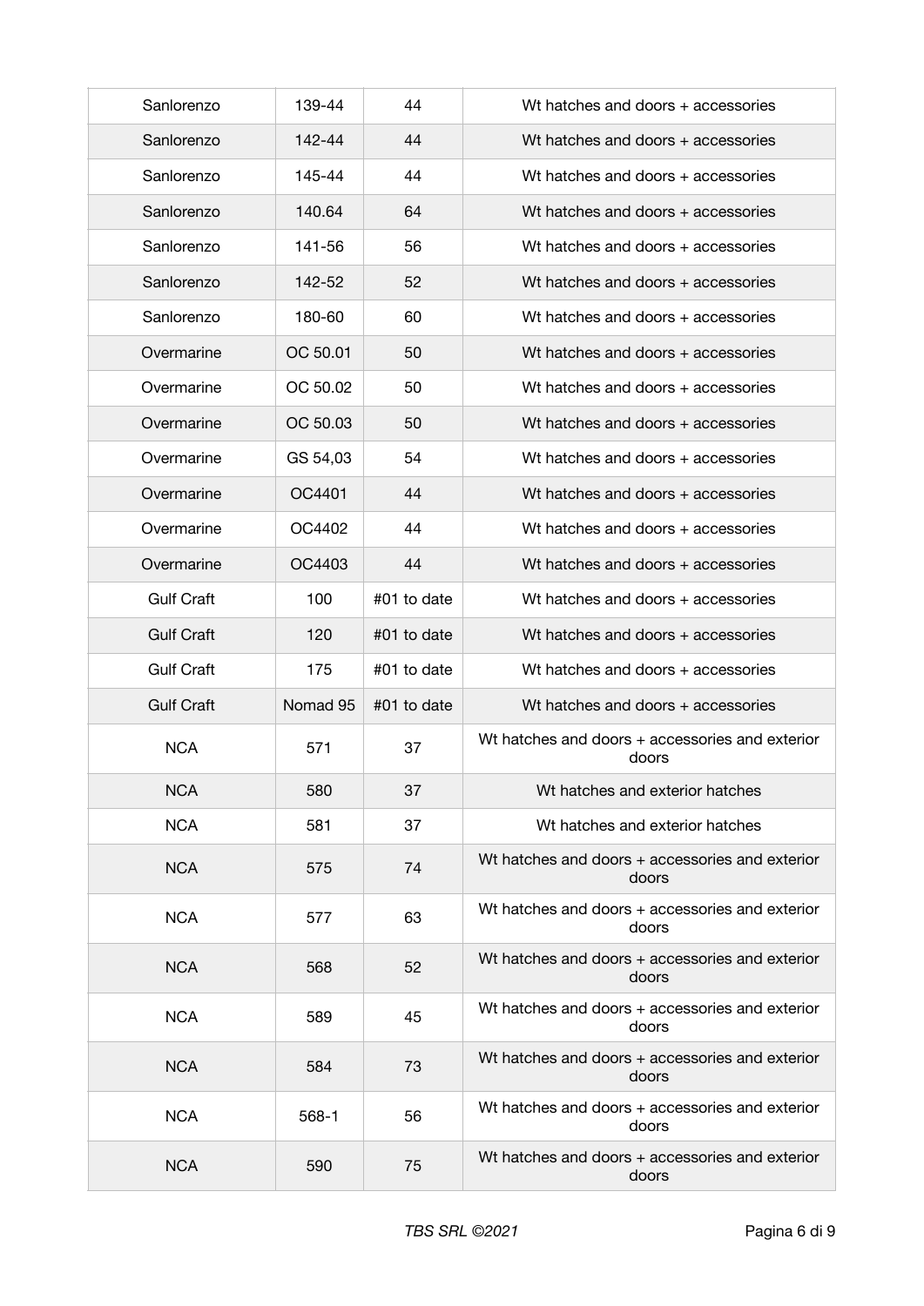| Sanlorenzo | 139-44 | 44 | Wt hatches and doors + accessories |
|---|---|---|---|
| Sanlorenzo | 142-44 | 44 | Wt hatches and doors + accessories |
| Sanlorenzo | 145-44 | 44 | Wt hatches and doors + accessories |
| Sanlorenzo | 140.64 | 64 | Wt hatches and doors + accessories |
| Sanlorenzo | 141-56 | 56 | Wt hatches and doors + accessories |
| Sanlorenzo | 142-52 | 52 | Wt hatches and doors + accessories |
| Sanlorenzo | 180-60 | 60 | Wt hatches and doors + accessories |
| Overmarine | OC 50.01 | 50 | Wt hatches and doors + accessories |
| Overmarine | OC 50.02 | 50 | Wt hatches and doors + accessories |
| Overmarine | OC 50.03 | 50 | Wt hatches and doors + accessories |
| Overmarine | GS 54,03 | 54 | Wt hatches and doors + accessories |
| Overmarine | OC4401 | 44 | Wt hatches and doors + accessories |
| Overmarine | OC4402 | 44 | Wt hatches and doors + accessories |
| Overmarine | OC4403 | 44 | Wt hatches and doors + accessories |
| Gulf Craft | 100 | #01 to date | Wt hatches and doors + accessories |
| Gulf Craft | 120 | #01 to date | Wt hatches and doors + accessories |
| Gulf Craft | 175 | #01 to date | Wt hatches and doors + accessories |
| Gulf Craft | Nomad 95 | #01 to date | Wt hatches and doors + accessories |
| NCA | 571 | 37 | Wt hatches and doors + accessories and exterior doors |
| NCA | 580 | 37 | Wt hatches and exterior hatches |
| NCA | 581 | 37 | Wt hatches and exterior hatches |
| NCA | 575 | 74 | Wt hatches and doors + accessories and exterior doors |
| NCA | 577 | 63 | Wt hatches and doors + accessories and exterior doors |
| NCA | 568 | 52 | Wt hatches and doors + accessories and exterior doors |
| NCA | 589 | 45 | Wt hatches and doors + accessories and exterior doors |
| NCA | 584 | 73 | Wt hatches and doors + accessories and exterior doors |
| NCA | 568-1 | 56 | Wt hatches and doors + accessories and exterior doors |
| NCA | 590 | 75 | Wt hatches and doors + accessories and exterior doors |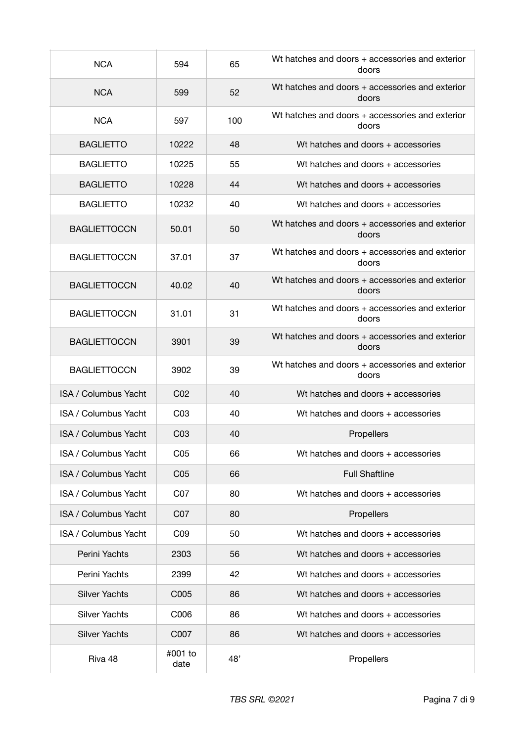| NCA | 594 | 65 | Wt hatches and doors + accessories and exterior doors |
|---|---|---|---|
| NCA | 599 | 52 | Wt hatches and doors + accessories and exterior doors |
| NCA | 597 | 100 | Wt hatches and doors + accessories and exterior doors |
| BAGLIETTO | 10222 | 48 | Wt hatches and doors + accessories |
| BAGLIETTO | 10225 | 55 | Wt hatches and doors + accessories |
| BAGLIETTO | 10228 | 44 | Wt hatches and doors + accessories |
| BAGLIETTO | 10232 | 40 | Wt hatches and doors + accessories |
| BAGLIETTOCCN | 50.01 | 50 | Wt hatches and doors + accessories and exterior doors |
| BAGLIETTOCCN | 37.01 | 37 | Wt hatches and doors + accessories and exterior doors |
| BAGLIETTOCCN | 40.02 | 40 | Wt hatches and doors + accessories and exterior doors |
| BAGLIETTOCCN | 31.01 | 31 | Wt hatches and doors + accessories and exterior doors |
| BAGLIETTOCCN | 3901 | 39 | Wt hatches and doors + accessories and exterior doors |
| BAGLIETTOCCN | 3902 | 39 | Wt hatches and doors + accessories and exterior doors |
| ISA / Columbus Yacht | C02 | 40 | Wt hatches and doors + accessories |
| ISA / Columbus Yacht | C03 | 40 | Wt hatches and doors + accessories |
| ISA / Columbus Yacht | C03 | 40 | Propellers |
| ISA / Columbus Yacht | C05 | 66 | Wt hatches and doors + accessories |
| ISA / Columbus Yacht | C05 | 66 | Full Shaftline |
| ISA / Columbus Yacht | C07 | 80 | Wt hatches and doors + accessories |
| ISA / Columbus Yacht | C07 | 80 | Propellers |
| ISA / Columbus Yacht | C09 | 50 | Wt hatches and doors + accessories |
| Perini Yachts | 2303 | 56 | Wt hatches and doors + accessories |
| Perini Yachts | 2399 | 42 | Wt hatches and doors + accessories |
| Silver Yachts | C005 | 86 | Wt hatches and doors + accessories |
| Silver Yachts | C006 | 86 | Wt hatches and doors + accessories |
| Silver Yachts | C007 | 86 | Wt hatches and doors + accessories |
| Riva 48 | #001 to date | 48' | Propellers |

*TBS SRL ©2021*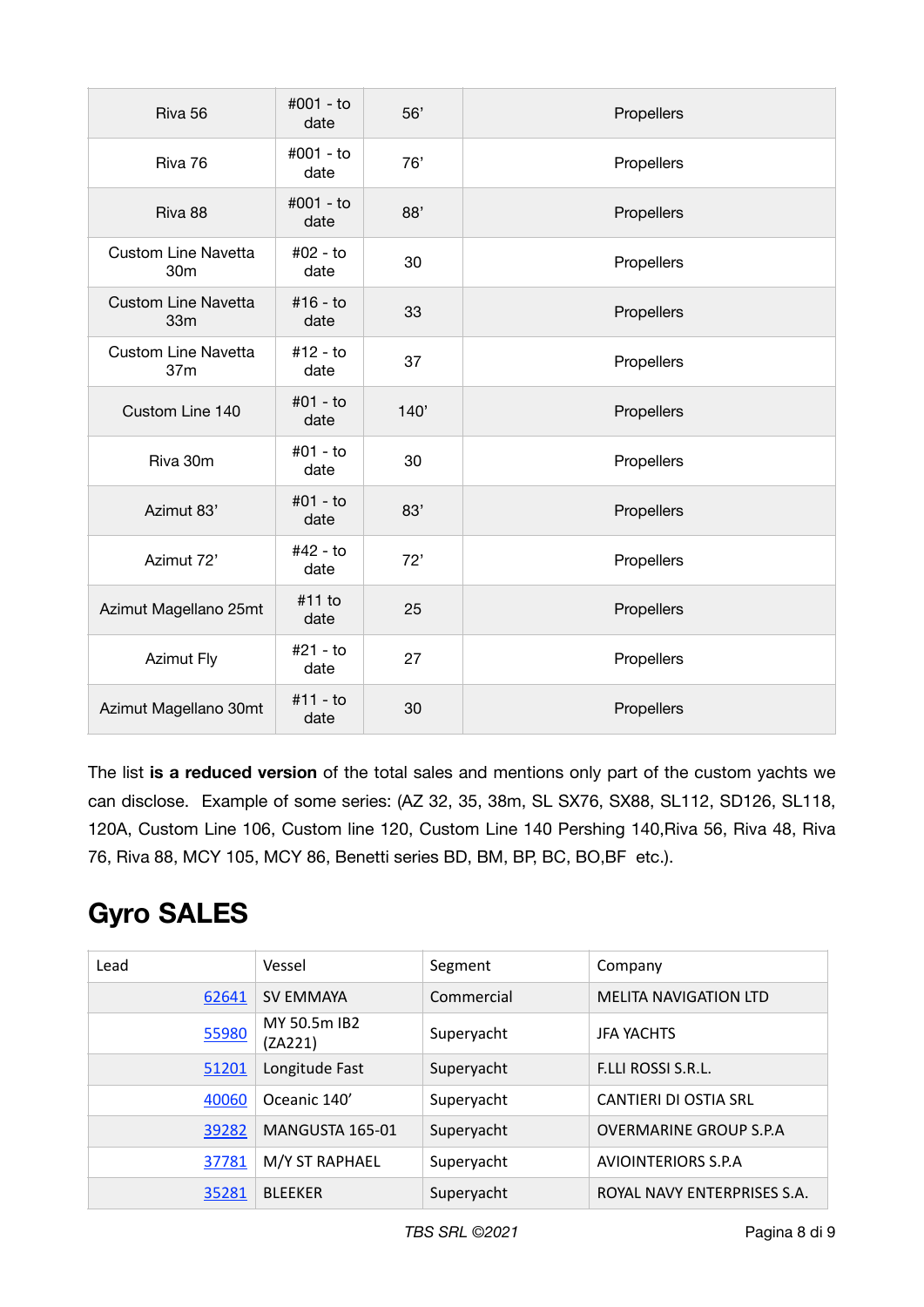| Riva 56 | #001 - to date | 56’ | Propellers |
|---|---|---|---|
| Riva 76 | #001 - to date | 76’ | Propellers |
| Riva 88 | #001 - to date | 88’ | Propellers |
| Custom Line Navetta 30m | #02 - to date | 30 | Propellers |
| Custom Line Navetta 33m | #16 - to date | 33 | Propellers |
| Custom Line Navetta 37m | #12 - to date | 37 | Propellers |
| Custom Line 140 | #01 - to date | 140’ | Propellers |
| Riva 30m | #01 - to date | 30 | Propellers |
| Azimut 83’ | #01 - to date | 83’ | Propellers |
| Azimut 72’ | #42 - to date | 72’ | Propellers |
| Azimut Magellano 25mt | #11 to date | 25 | Propellers |
| Azimut Fly | #21 - to date | 27 | Propellers |
| Azimut Magellano 30mt | #11 - to date | 30 | Propellers |

The list **is a reduced version** of the total sales and mentions only part of the custom yachts we can disclose. Example of some series: (AZ 32, 35, 38m, SL SX76, SX88, SL112, SD126, SL118, 120A, Custom Line 106, Custom line 120, Custom Line 140 Pershing 140,Riva 56, Riva 48, Riva 76, Riva 88, MCY 105, MCY 86, Benetti series BD, BM, BP, BC, BO,BF etc.).

# Gyro SALES

| Lead | Vessel | Segment | Company |
|---|---|---|---|
| 62641 | SV EMMAYA | Commercial | MELITA NAVIGATION LTD |
| 55980 | MY 50.5m IB2 (ZA221) | Superyacht | JFA YACHTS |
| 51201 | Longitude Fast | Superyacht | F.LLI ROSSI S.R.L. |
| 40060 | Oceanic 140’ | Superyacht | CANTIERI DI OSTIA SRL |
| 39282 | MANGUSTA 165-01 | Superyacht | OVERMARINE GROUP S.P.A |
| 37781 | M/Y ST RAPHAEL | Superyacht | AVIOINTERIORS S.P.A |
| 35281 | BLEEKER | Superyacht | ROYAL NAVY ENTERPRISES S.A. |

*TBS SRL ©2021*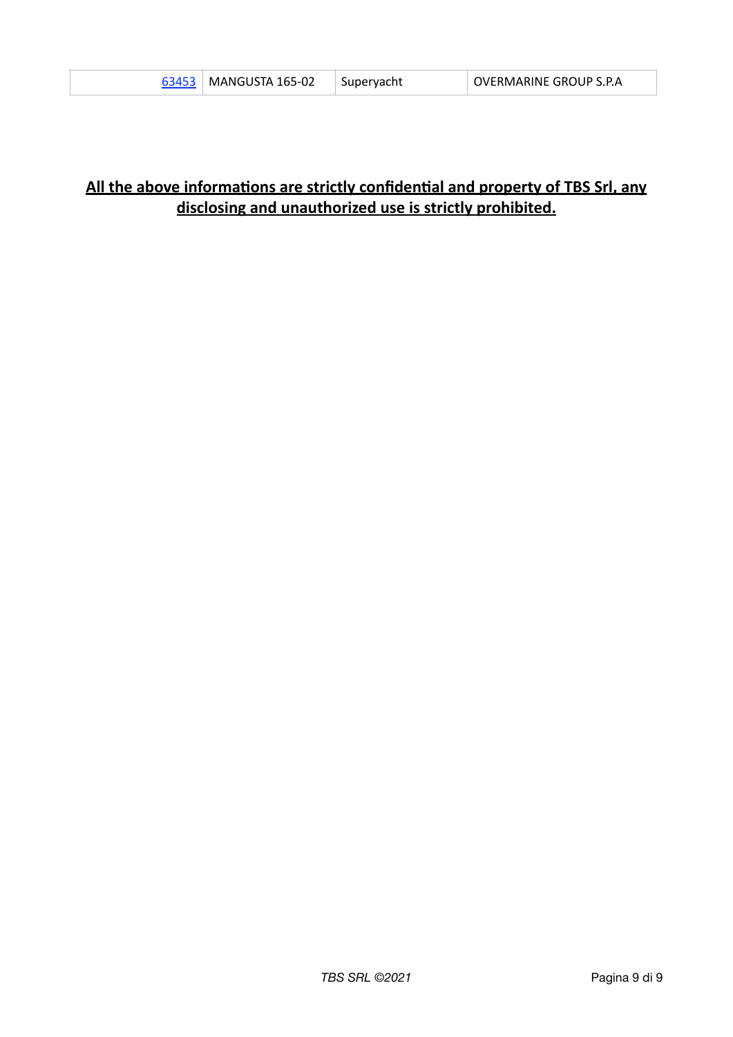| | | | | |
|---|---|---|---|---|
| | 63453 | MANGUSTA 165-02 | Superyacht | OVERMARINE GROUP S.P.A |

**All the above informations are strictly confidential and property of TBS Srl, any disclosing and unauthorized use is strictly prohibited.**